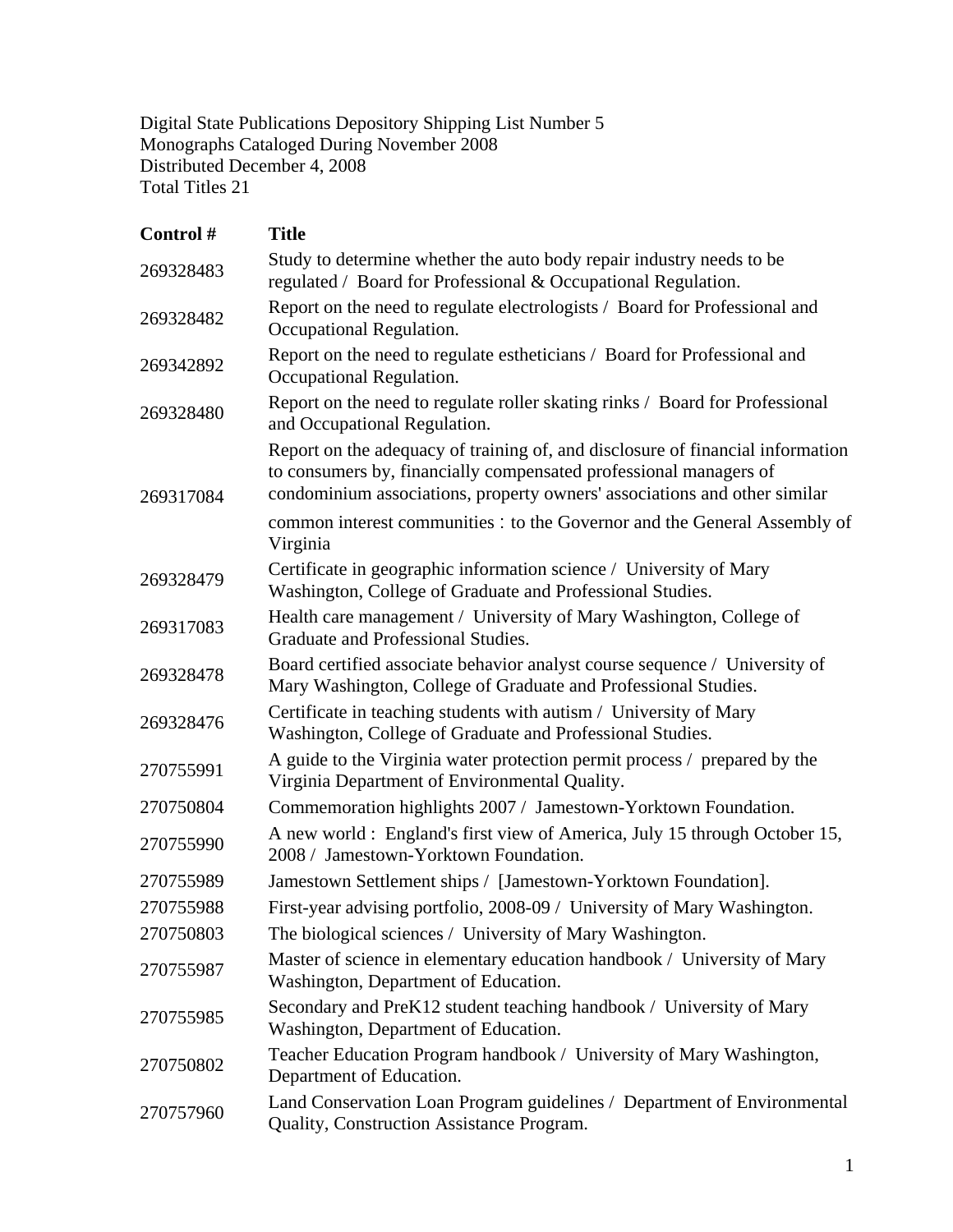Digital State Publications Depository Shipping List Number 5
Monographs Cataloged During November 2008
Distributed December 4, 2008
Total Titles 21

| Control # | Title |
|---|---|
| 269328483 | Study to determine whether the auto body repair industry needs to be regulated / Board for Professional & Occupational Regulation. |
| 269328482 | Report on the need to regulate electrologists / Board for Professional and Occupational Regulation. |
| 269342892 | Report on the need to regulate estheticians / Board for Professional and Occupational Regulation. |
| 269328480 | Report on the need to regulate roller skating rinks / Board for Professional and Occupational Regulation. |
| 269317084 | Report on the adequacy of training of, and disclosure of financial information to consumers by, financially compensated professional managers of condominium associations, property owners' associations and other similar common interest communities : to the Governor and the General Assembly of Virginia |
| 269328479 | Certificate in geographic information science / University of Mary Washington, College of Graduate and Professional Studies. |
| 269317083 | Health care management / University of Mary Washington, College of Graduate and Professional Studies. |
| 269328478 | Board certified associate behavior analyst course sequence / University of Mary Washington, College of Graduate and Professional Studies. |
| 269328476 | Certificate in teaching students with autism / University of Mary Washington, College of Graduate and Professional Studies. |
| 270755991 | A guide to the Virginia water protection permit process / prepared by the Virginia Department of Environmental Quality. |
| 270750804 | Commemoration highlights 2007 / Jamestown-Yorktown Foundation. |
| 270755990 | A new world : England's first view of America, July 15 through October 15, 2008 / Jamestown-Yorktown Foundation. |
| 270755989 | Jamestown Settlement ships / [Jamestown-Yorktown Foundation]. |
| 270755988 | First-year advising portfolio, 2008-09 / University of Mary Washington. |
| 270750803 | The biological sciences / University of Mary Washington. |
| 270755987 | Master of science in elementary education handbook / University of Mary Washington, Department of Education. |
| 270755985 | Secondary and PreK12 student teaching handbook / University of Mary Washington, Department of Education. |
| 270750802 | Teacher Education Program handbook / University of Mary Washington, Department of Education. |
| 270757960 | Land Conservation Loan Program guidelines / Department of Environmental Quality, Construction Assistance Program. |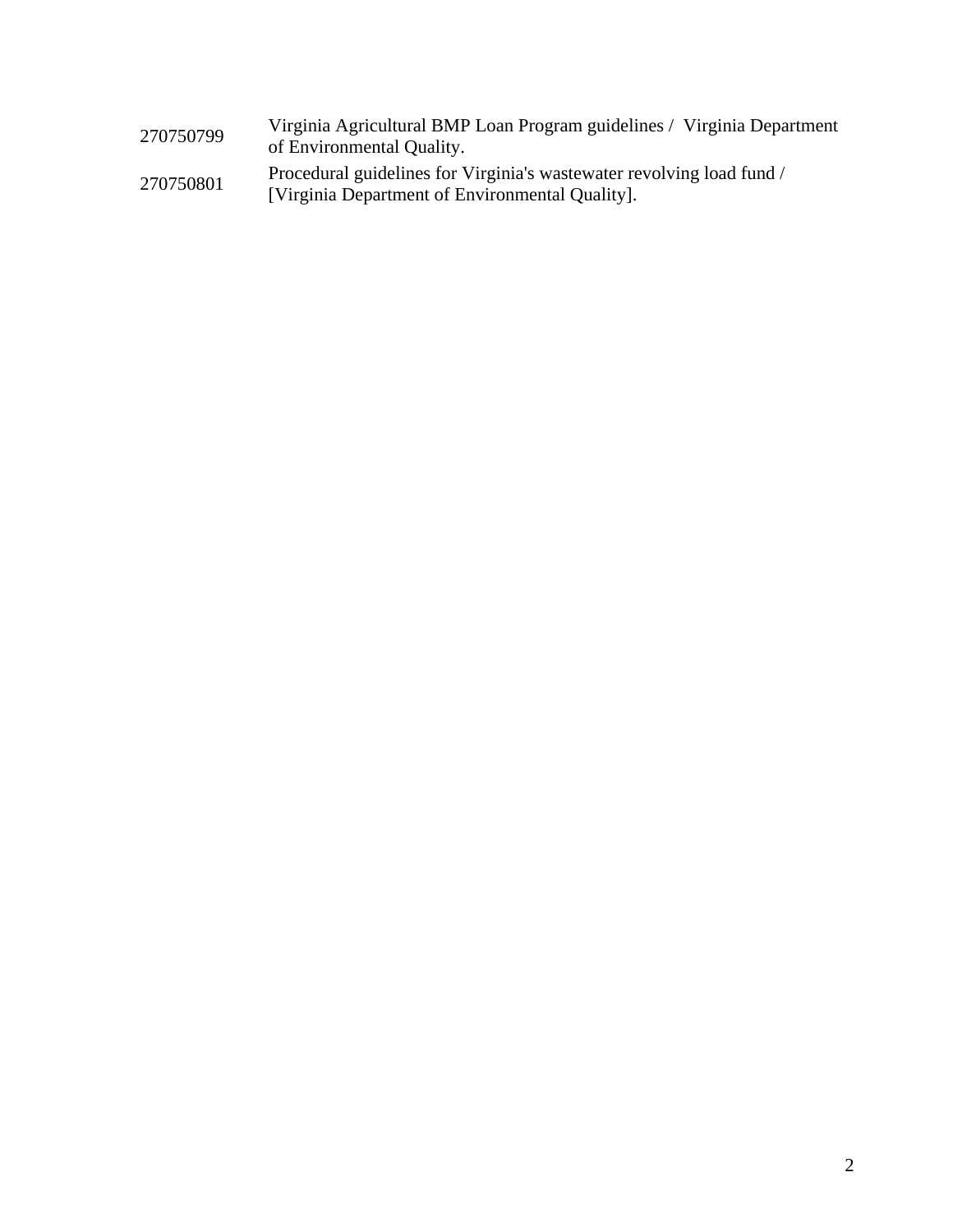| | |
|---|---|
| 270750799 | Virginia Agricultural BMP Loan Program guidelines / Virginia Department of Environmental Quality. |
| 270750801 | Procedural guidelines for Virginia's wastewater revolving load fund / [Virginia Department of Environmental Quality]. |